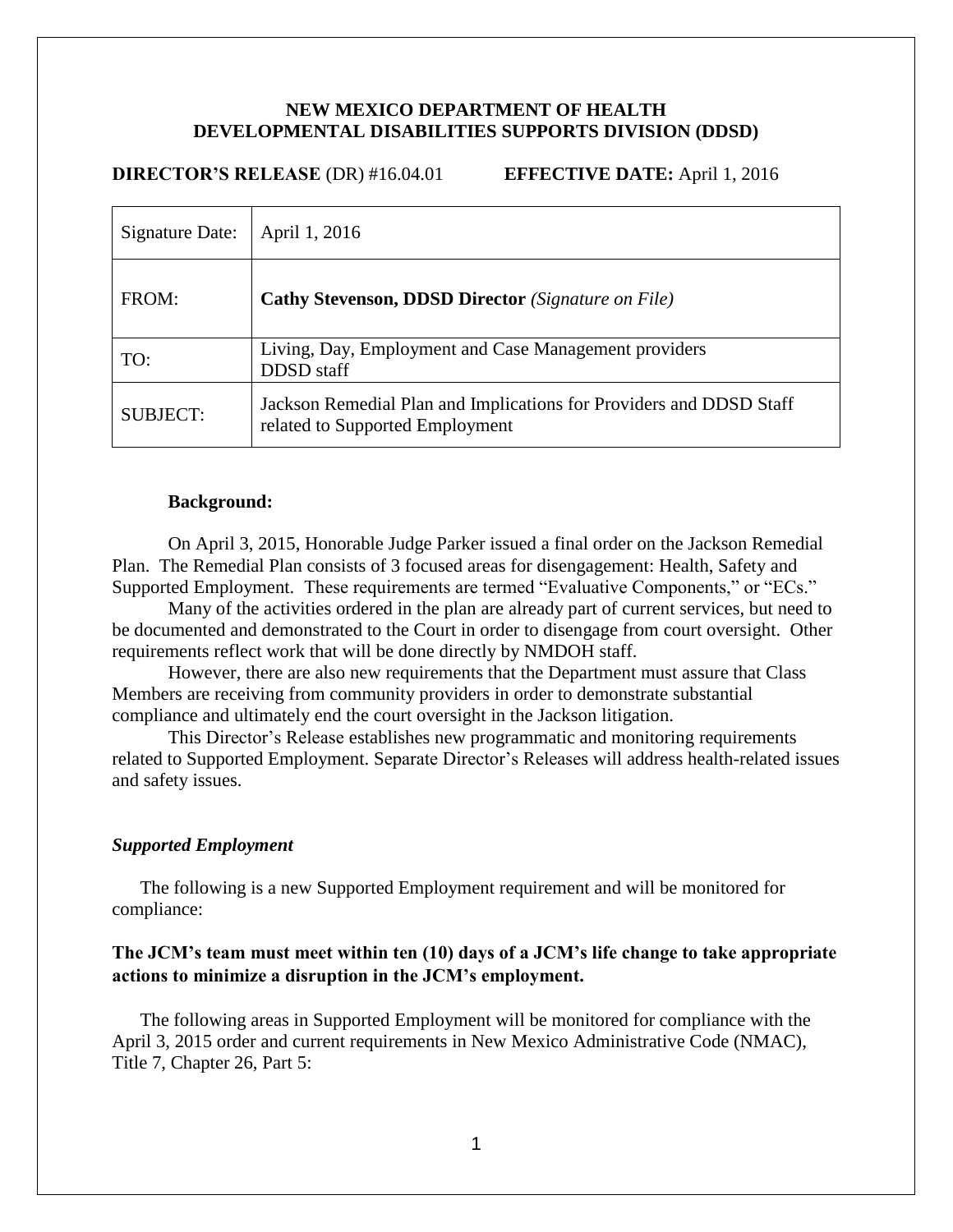**NEW MEXICO DEPARTMENT OF HEALTH**
**DEVELOPMENTAL DISABILITIES SUPPORTS DIVISION (DDSD)**

**DIRECTOR'S RELEASE** (DR) #16.04.01 **EFFECTIVE DATE:** April 1, 2016

| | |
|---|---|
| Signature Date: | April 1, 2016 |
| FROM: | **Cathy Stevenson, DDSD Director** *(Signature on File)* |
| TO: | Living, Day, Employment and Case Management providers<br>DDSD staff |
| SUBJECT: | Jackson Remedial Plan and Implications for Providers and DDSD Staff related to Supported Employment |

**Background:**

On April 3, 2015, Honorable Judge Parker issued a final order on the Jackson Remedial Plan. The Remedial Plan consists of 3 focused areas for disengagement: Health, Safety and Supported Employment. These requirements are termed "Evaluative Components," or "ECs."

Many of the activities ordered in the plan are already part of current services, but need to be documented and demonstrated to the Court in order to disengage from court oversight. Other requirements reflect work that will be done directly by NMDOH staff.

However, there are also new requirements that the Department must assure that Class Members are receiving from community providers in order to demonstrate substantial compliance and ultimately end the court oversight in the Jackson litigation.

This Director's Release establishes new programmatic and monitoring requirements related to Supported Employment. Separate Director's Releases will address health-related issues and safety issues.

***Supported Employment***

The following is a new Supported Employment requirement and will be monitored for compliance:

**The JCM's team must meet within ten (10) days of a JCM's life change to take appropriate actions to minimize a disruption in the JCM's employment.**

The following areas in Supported Employment will be monitored for compliance with the April 3, 2015 order and current requirements in New Mexico Administrative Code (NMAC), Title 7, Chapter 26, Part 5: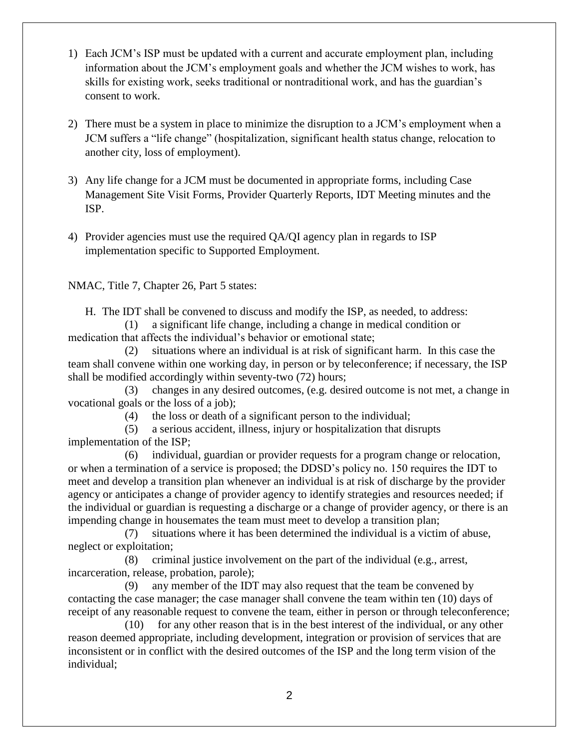1) Each JCM's ISP must be updated with a current and accurate employment plan, including information about the JCM's employment goals and whether the JCM wishes to work, has skills for existing work, seeks traditional or nontraditional work, and has the guardian's consent to work.

2) There must be a system in place to minimize the disruption to a JCM's employment when a JCM suffers a "life change" (hospitalization, significant health status change, relocation to another city, loss of employment).

3) Any life change for a JCM must be documented in appropriate forms, including Case Management Site Visit Forms, Provider Quarterly Reports, IDT Meeting minutes and the ISP.

4) Provider agencies must use the required QA/QI agency plan in regards to ISP implementation specific to Supported Employment.

NMAC, Title 7, Chapter 26, Part 5 states:

H. The IDT shall be convened to discuss and modify the ISP, as needed, to address:

(1) a significant life change, including a change in medical condition or medication that affects the individual's behavior or emotional state;

(2) situations where an individual is at risk of significant harm. In this case the team shall convene within one working day, in person or by teleconference; if necessary, the ISP shall be modified accordingly within seventy-two (72) hours;

(3) changes in any desired outcomes, (e.g. desired outcome is not met, a change in vocational goals or the loss of a job);

(4) the loss or death of a significant person to the individual;

(5) a serious accident, illness, injury or hospitalization that disrupts implementation of the ISP;

(6) individual, guardian or provider requests for a program change or relocation, or when a termination of a service is proposed; the DDSD's policy no. 150 requires the IDT to meet and develop a transition plan whenever an individual is at risk of discharge by the provider agency or anticipates a change of provider agency to identify strategies and resources needed; if the individual or guardian is requesting a discharge or a change of provider agency, or there is an impending change in housemates the team must meet to develop a transition plan;

(7) situations where it has been determined the individual is a victim of abuse, neglect or exploitation;

(8) criminal justice involvement on the part of the individual (e.g., arrest, incarceration, release, probation, parole);

(9) any member of the IDT may also request that the team be convened by contacting the case manager; the case manager shall convene the team within ten (10) days of receipt of any reasonable request to convene the team, either in person or through teleconference;

(10) for any other reason that is in the best interest of the individual, or any other reason deemed appropriate, including development, integration or provision of services that are inconsistent or in conflict with the desired outcomes of the ISP and the long term vision of the individual;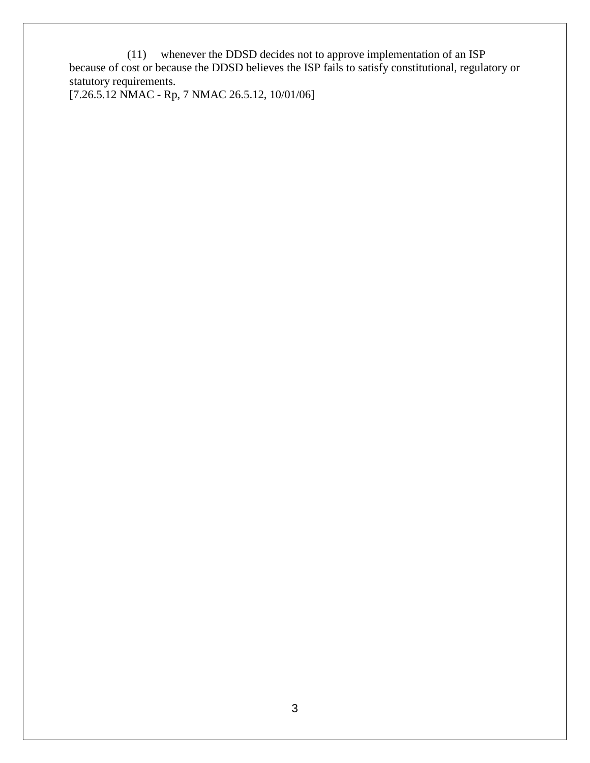(11) whenever the DDSD decides not to approve implementation of an ISP because of cost or because the DDSD believes the ISP fails to satisfy constitutional, regulatory or statutory requirements.

[7.26.5.12 NMAC - Rp, 7 NMAC 26.5.12, 10/01/06]